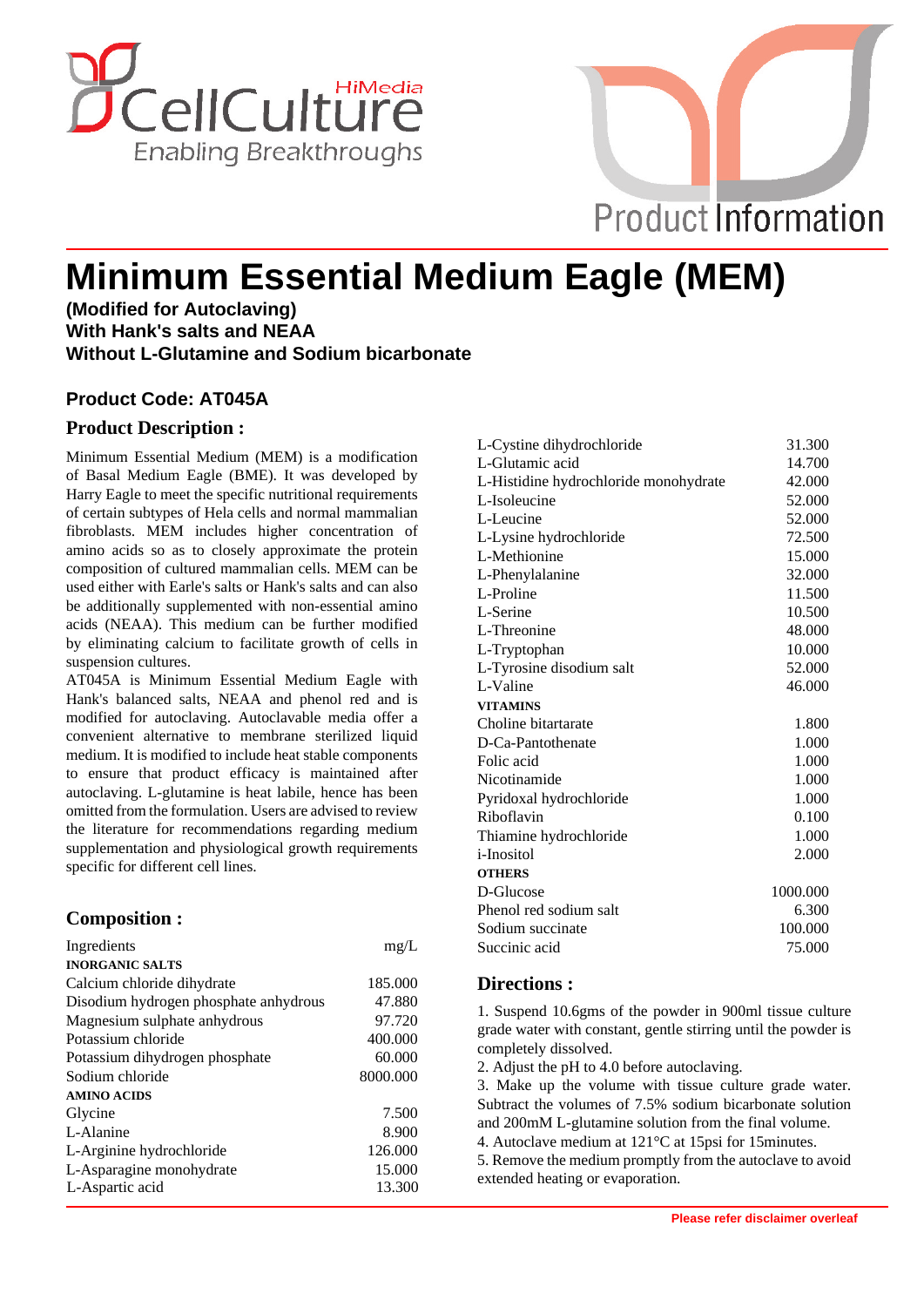# Minimum Essential Medium Eagle (MEM)

**(Modified for Autoclaving)**
**With Hank's salts and NEAA**
**Without L-Glutamine and Sodium bicarbonate**

### Product Code: AT045A

### Product Description :

Minimum Essential Medium (MEM) is a modification of Basal Medium Eagle (BME). It was developed by Harry Eagle to meet the specific nutritional requirements of certain subtypes of Hela cells and normal mammalian fibroblasts. MEM includes higher concentration of amino acids so as to closely approximate the protein composition of cultured mammalian cells. MEM can be used either with Earle's salts or Hank's salts and can also be additionally supplemented with non-essential amino acids (NEAA). This medium can be further modified by eliminating calcium to facilitate growth of cells in suspension cultures.

AT045A is Minimum Essential Medium Eagle with Hank's balanced salts, NEAA and phenol red and is modified for autoclaving. Autoclavable media offer a convenient alternative to membrane sterilized liquid medium. It is modified to include heat stable components to ensure that product efficacy is maintained after autoclaving. L-glutamine is heat labile, hence has been omitted from the formulation. Users are advised to review the literature for recommendations regarding medium supplementation and physiological growth requirements specific for different cell lines.

### Composition :

| Ingredients | mg/L |
|---|---|
| **INORGANIC SALTS** | |
| Calcium chloride dihydrate | 185.000 |
| Disodium hydrogen phosphate anhydrous | 47.880 |
| Magnesium sulphate anhydrous | 97.720 |
| Potassium chloride | 400.000 |
| Potassium dihydrogen phosphate | 60.000 |
| Sodium chloride | 8000.000 |
| **AMINO ACIDS** | |
| Glycine | 7.500 |
| L-Alanine | 8.900 |
| L-Arginine hydrochloride | 126.000 |
| L-Asparagine monohydrate | 15.000 |
| L-Aspartic acid | 13.300 |
| L-Cystine dihydrochloride | 31.300 |
| L-Glutamic acid | 14.700 |
| L-Histidine hydrochloride monohydrate | 42.000 |
| L-Isoleucine | 52.000 |
| L-Leucine | 52.000 |
| L-Lysine hydrochloride | 72.500 |
| L-Methionine | 15.000 |
| L-Phenylalanine | 32.000 |
| L-Proline | 11.500 |
| L-Serine | 10.500 |
| L-Threonine | 48.000 |
| L-Tryptophan | 10.000 |
| L-Tyrosine disodium salt | 52.000 |
| L-Valine | 46.000 |
| **VITAMINS** | |
| Choline bitartarate | 1.800 |
| D-Ca-Pantothenate | 1.000 |
| Folic acid | 1.000 |
| Nicotinamide | 1.000 |
| Pyridoxal hydrochloride | 1.000 |
| Riboflavin | 0.100 |
| Thiamine hydrochloride | 1.000 |
| i-Inositol | 2.000 |
| **OTHERS** | |
| D-Glucose | 1000.000 |
| Phenol red sodium salt | 6.300 |
| Sodium succinate | 100.000 |
| Succinic acid | 75.000 |

### Directions :

1. Suspend 10.6gms of the powder in 900ml tissue culture grade water with constant, gentle stirring until the powder is completely dissolved.
2. Adjust the pH to 4.0 before autoclaving.
3. Make up the volume with tissue culture grade water. Subtract the volumes of 7.5% sodium bicarbonate solution and 200mM L-glutamine solution from the final volume.
4. Autoclave medium at 121°C at 15psi for 15minutes.
5. Remove the medium promptly from the autoclave to avoid extended heating or evaporation.

**Please refer disclaimer overleaf**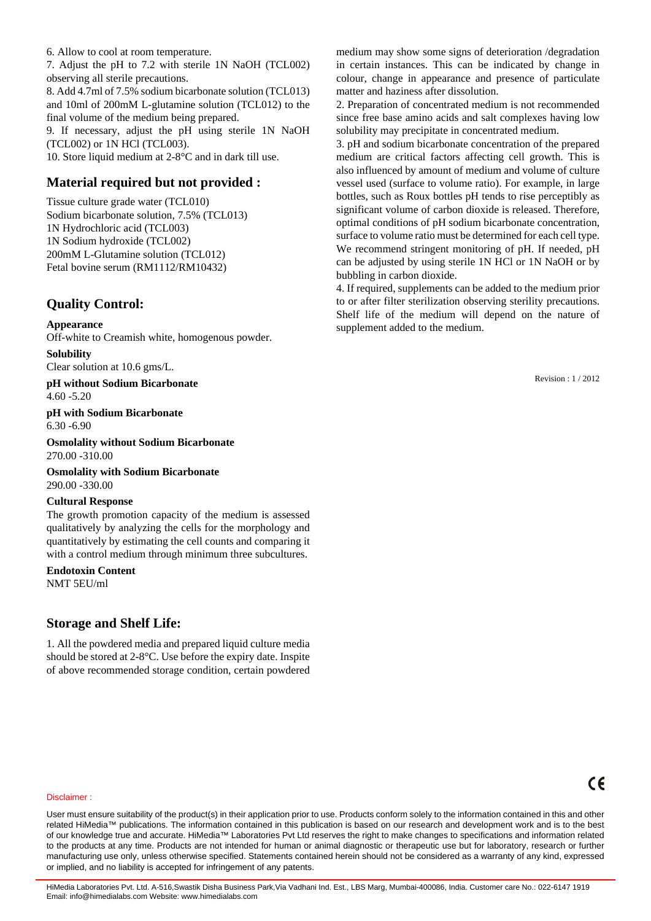6. Allow to cool at room temperature.

7. Adjust the pH to 7.2 with sterile 1N NaOH (TCL002) observing all sterile precautions.

8. Add 4.7ml of 7.5% sodium bicarbonate solution (TCL013) and 10ml of 200mM L-glutamine solution (TCL012) to the final volume of the medium being prepared.

9. If necessary, adjust the pH using sterile 1N NaOH (TCL002) or 1N HCl (TCL003).

10. Store liquid medium at 2-8°C and in dark till use.

## Material required but not provided :

Tissue culture grade water (TCL010)
Sodium bicarbonate solution, 7.5% (TCL013)
1N Hydrochloric acid (TCL003)
1N Sodium hydroxide (TCL002)
200mM L-Glutamine solution (TCL012)
Fetal bovine serum (RM1112/RM10432)

## Quality Control:

**Appearance**
Off-white to Creamish white, homogenous powder.

**Solubility**
Clear solution at 10.6 gms/L.

**pH without Sodium Bicarbonate**
4.60 -5.20

**pH with Sodium Bicarbonate**
6.30 -6.90

**Osmolality without Sodium Bicarbonate**
270.00 -310.00

**Osmolality with Sodium Bicarbonate**
290.00 -330.00

**Cultural Response**
The growth promotion capacity of the medium is assessed qualitatively by analyzing the cells for the morphology and quantitatively by estimating the cell counts and comparing it with a control medium through minimum three subcultures.

**Endotoxin Content**
NMT 5EU/ml

## Storage and Shelf Life:

1. All the powdered media and prepared liquid culture media should be stored at 2-8°C. Use before the expiry date. Inspite of above recommended storage condition, certain powdered medium may show some signs of deterioration /degradation in certain instances. This can be indicated by change in colour, change in appearance and presence of particulate matter and haziness after dissolution.

2. Preparation of concentrated medium is not recommended since free base amino acids and salt complexes having low solubility may precipitate in concentrated medium.

3. pH and sodium bicarbonate concentration of the prepared medium are critical factors affecting cell growth. This is also influenced by amount of medium and volume of culture vessel used (surface to volume ratio). For example, in large bottles, such as Roux bottles pH tends to rise perceptibly as significant volume of carbon dioxide is released. Therefore, optimal conditions of pH sodium bicarbonate concentration, surface to volume ratio must be determined for each cell type. We recommend stringent monitoring of pH. If needed, pH can be adjusted by using sterile 1N HCl or 1N NaOH or by bubbling in carbon dioxide.

4. If required, supplements can be added to the medium prior to or after filter sterilization observing sterility precautions. Shelf life of the medium will depend on the nature of supplement added to the medium.

Revision : 1 / 2012

Disclaimer :

User must ensure suitability of the product(s) in their application prior to use. Products conform solely to the information contained in this and other related HiMedia™ publications. The information contained in this publication is based on our research and development work and is to the best of our knowledge true and accurate. HiMedia™ Laboratories Pvt Ltd reserves the right to make changes to specifications and information related to the products at any time. Products are not intended for human or animal diagnostic or therapeutic use but for laboratory, research or further manufacturing use only, unless otherwise specified. Statements contained herein should not be considered as a warranty of any kind, expressed or implied, and no liability is accepted for infringement of any patents.

HiMedia Laboratories Pvt. Ltd. A-516,Swastik Disha Business Park,Via Vadhani Ind. Est., LBS Marg, Mumbai-400086, India. Customer care No.: 022-6147 1919 Email: info@himedialabs.com Website: www.himedialabs.com